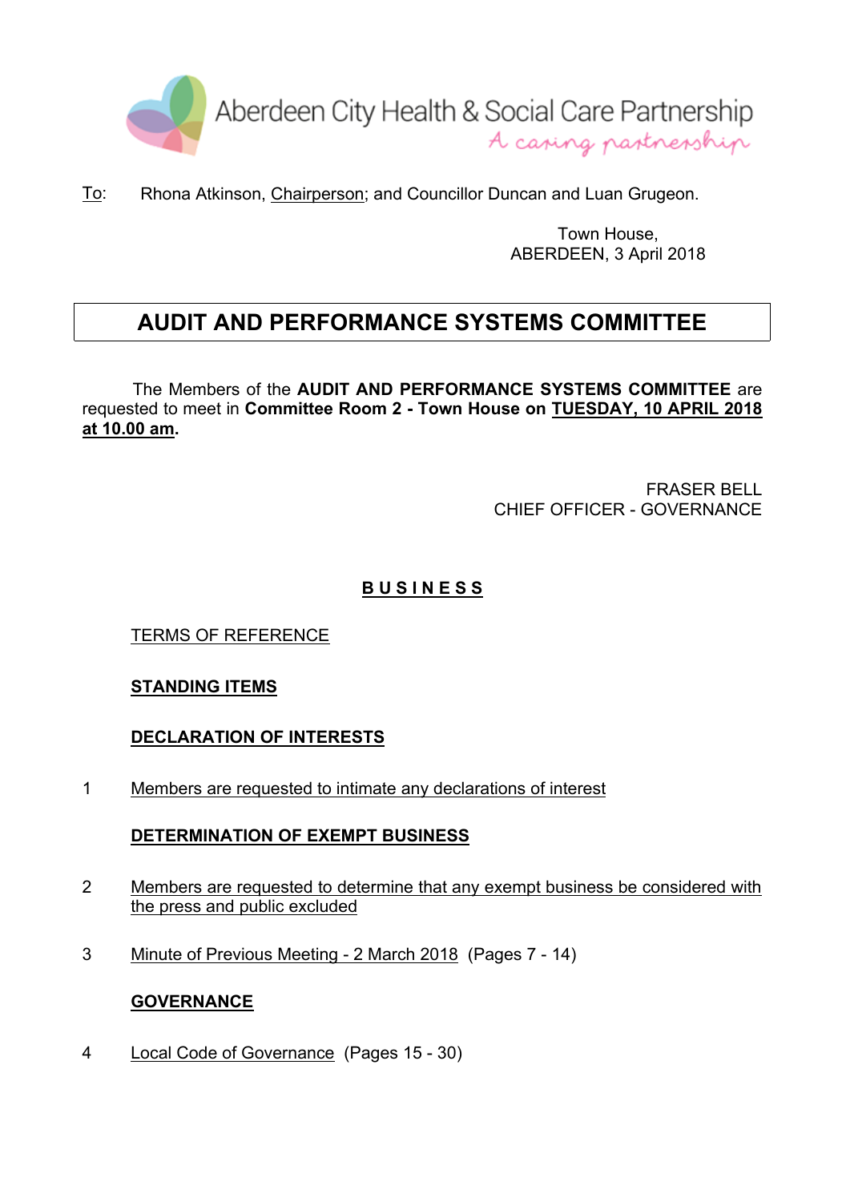Aberdeen City Health & Social Care Partnership
*A caring partnership*

To: Rhona Atkinson, Chairperson; and Councillor Duncan and Luan Grugeon.

Town House,
ABERDEEN, 3 April 2018

# AUDIT AND PERFORMANCE SYSTEMS COMMITTEE

The Members of the **AUDIT AND PERFORMANCE SYSTEMS COMMITTEE** are requested to meet in **Committee Room 2 - Town House on TUESDAY, 10 APRIL 2018 at 10.00 am**.

FRASER BELL
CHIEF OFFICER - GOVERNANCE

## B U S I N E S S

TERMS OF REFERENCE

**STANDING ITEMS**

**DECLARATION OF INTERESTS**

1 Members are requested to intimate any declarations of interest

**DETERMINATION OF EXEMPT BUSINESS**

2 Members are requested to determine that any exempt business be considered with the press and public excluded

3 Minute of Previous Meeting - 2 March 2018 (Pages 7 - 14)

**GOVERNANCE**

4 Local Code of Governance (Pages 15 - 30)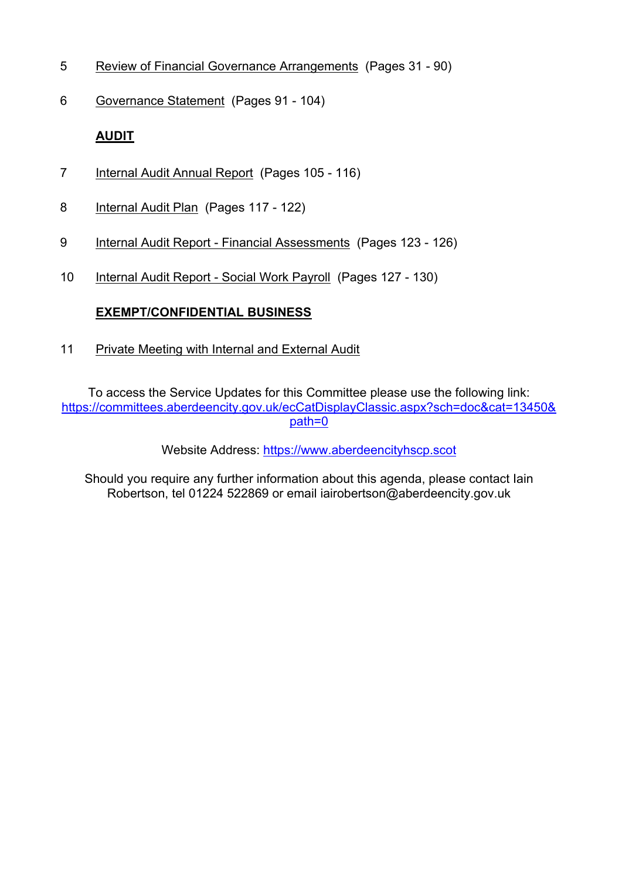5 Review of Financial Governance Arrangements (Pages 31 - 90)

6 Governance Statement (Pages 91 - 104)

**AUDIT**

7 Internal Audit Annual Report (Pages 105 - 116)

8 Internal Audit Plan (Pages 117 - 122)

9 Internal Audit Report - Financial Assessments (Pages 123 - 126)

10 Internal Audit Report - Social Work Payroll (Pages 127 - 130)

**EXEMPT/CONFIDENTIAL BUSINESS**

11 Private Meeting with Internal and External Audit

To access the Service Updates for this Committee please use the following link: https://committees.aberdeencity.gov.uk/ecCatDisplayClassic.aspx?sch=doc&cat=13450&path=0

Website Address: https://www.aberdeencityhscp.scot

Should you require any further information about this agenda, please contact Iain Robertson, tel 01224 522869 or email iairobertson@aberdeencity.gov.uk